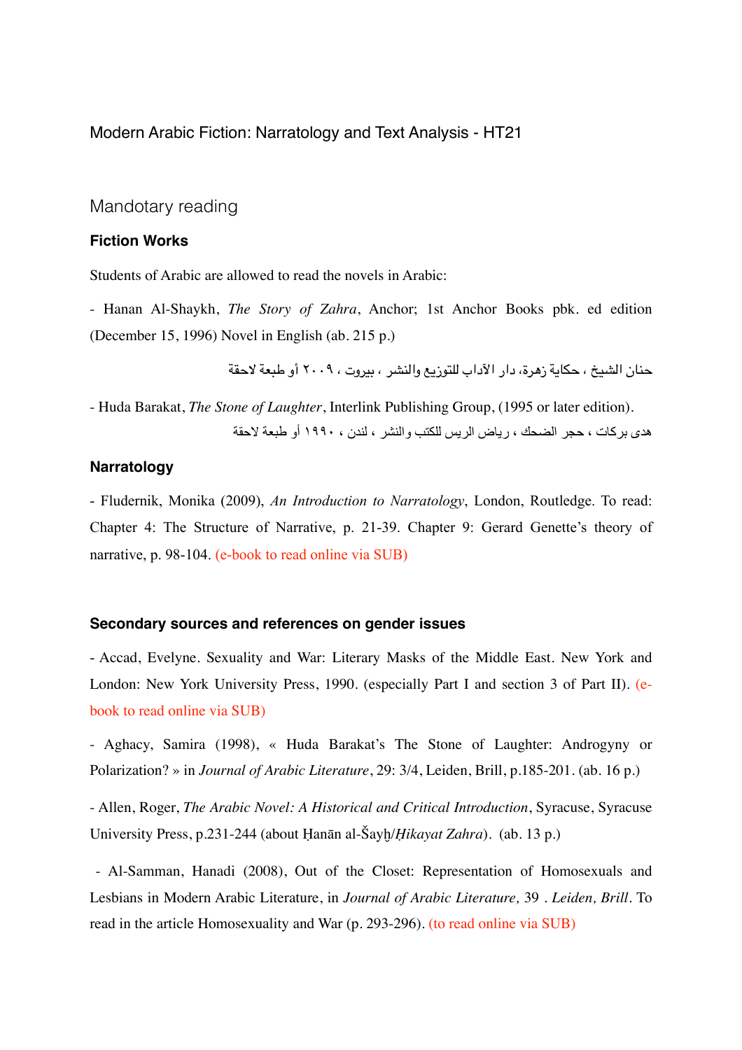Modern Arabic Fiction: Narratology and Text Analysis - HT21

## Mandotary reading

### Fiction Works

Students of Arabic are allowed to read the novels in Arabic:

- Hanan Al-Shaykh, *The Story of Zahra*, Anchor; 1st Anchor Books pbk. ed edition (December 15, 1996) Novel in English (ab. 215 p.)

حنان الشيخ ، حكاية زهرة، دار الآداب للتوزيع والنشر ، بيروت ، ٢٠٠٩ أو طبعة لاحقة

- Huda Barakat, *The Stone of Laughter*, Interlink Publishing Group, (1995 or later edition).

هدى بركات ، حجر الضحك ، رياض الريس للكتب والنشر ، لندن ، ١٩٩٠ أو طبعة لاحقة

### Narratology

- Fludernik, Monika (2009), *An Introduction to Narratology*, London, Routledge. To read: Chapter 4: The Structure of Narrative, p. 21-39. Chapter 9: Gerard Genette's theory of narrative, p. 98-104. (e-book to read online via SUB)

### Secondary sources and references on gender issues

- Accad, Evelyne. Sexuality and War: Literary Masks of the Middle East. New York and London: New York University Press, 1990. (especially Part I and section 3 of Part II). (e-book to read online via SUB)

- Aghacy, Samira (1998), « Huda Barakat's The Stone of Laughter: Androgyny or Polarization? » in *Journal of Arabic Literature*, 29: 3/4, Leiden, Brill, p.185-201. (ab. 16 p.)

- Allen, Roger, *The Arabic Novel: A Historical and Critical Introduction*, Syracuse, Syracuse University Press, p.231-244 (about Ḥanān al-Šayḫ/*Ḥikayat Zahra*). (ab. 13 p.)

- Al-Samman, Hanadi (2008), Out of the Closet: Representation of Homosexuals and Lesbians in Modern Arabic Literature, in *Journal of Arabic Literature,* 39 *. Leiden, Brill*. To read in the article Homosexuality and War (p. 293-296). (to read online via SUB)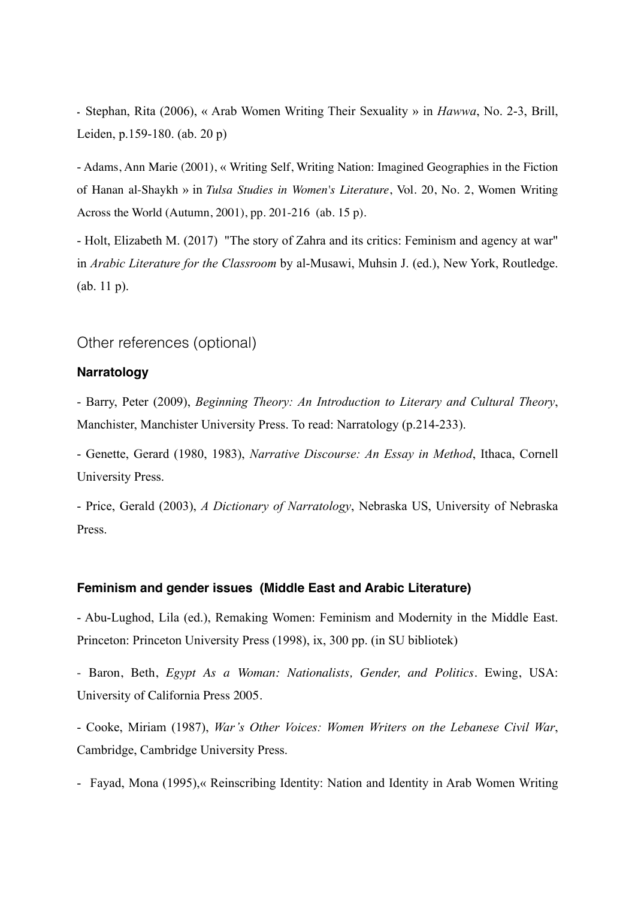- Stephan, Rita (2006), « Arab Women Writing Their Sexuality » in *Hawwa*, No. 2-3, Brill, Leiden, p.159-180. (ab. 20 p)

- Adams, Ann Marie (2001), « Writing Self, Writing Nation: Imagined Geographies in the Fiction of Hanan al-Shaykh » in *Tulsa Studies in Women's Literature*, Vol. 20, No. 2, Women Writing Across the World (Autumn, 2001), pp. 201-216 (ab. 15 p).

- Holt, Elizabeth M. (2017) "The story of Zahra and its critics: Feminism and agency at war" in *Arabic Literature for the Classroom* by al-Musawi, Muhsin J. (ed.), New York, Routledge. (ab. 11 p).

## Other references (optional)

### Narratology

- Barry, Peter (2009), *Beginning Theory: An Introduction to Literary and Cultural Theory*, Manchister, Manchister University Press. To read: Narratology (p.214-233).

- Genette, Gerard (1980, 1983), *Narrative Discourse: An Essay in Method*, Ithaca, Cornell University Press.

- Price, Gerald (2003), *A Dictionary of Narratology*, Nebraska US, University of Nebraska Press.

### Feminism and gender issues (Middle East and Arabic Literature)

- Abu-Lughod, Lila (ed.), Remaking Women: Feminism and Modernity in the Middle East. Princeton: Princeton University Press (1998), ix, 300 pp. (in SU bibliotek)

- Baron, Beth, *Egypt As a Woman: Nationalists, Gender, and Politics*. Ewing, USA: University of California Press 2005.

- Cooke, Miriam (1987), *War's Other Voices: Women Writers on the Lebanese Civil War*, Cambridge, Cambridge University Press.

- Fayad, Mona (1995),« Reinscribing Identity: Nation and Identity in Arab Women Writing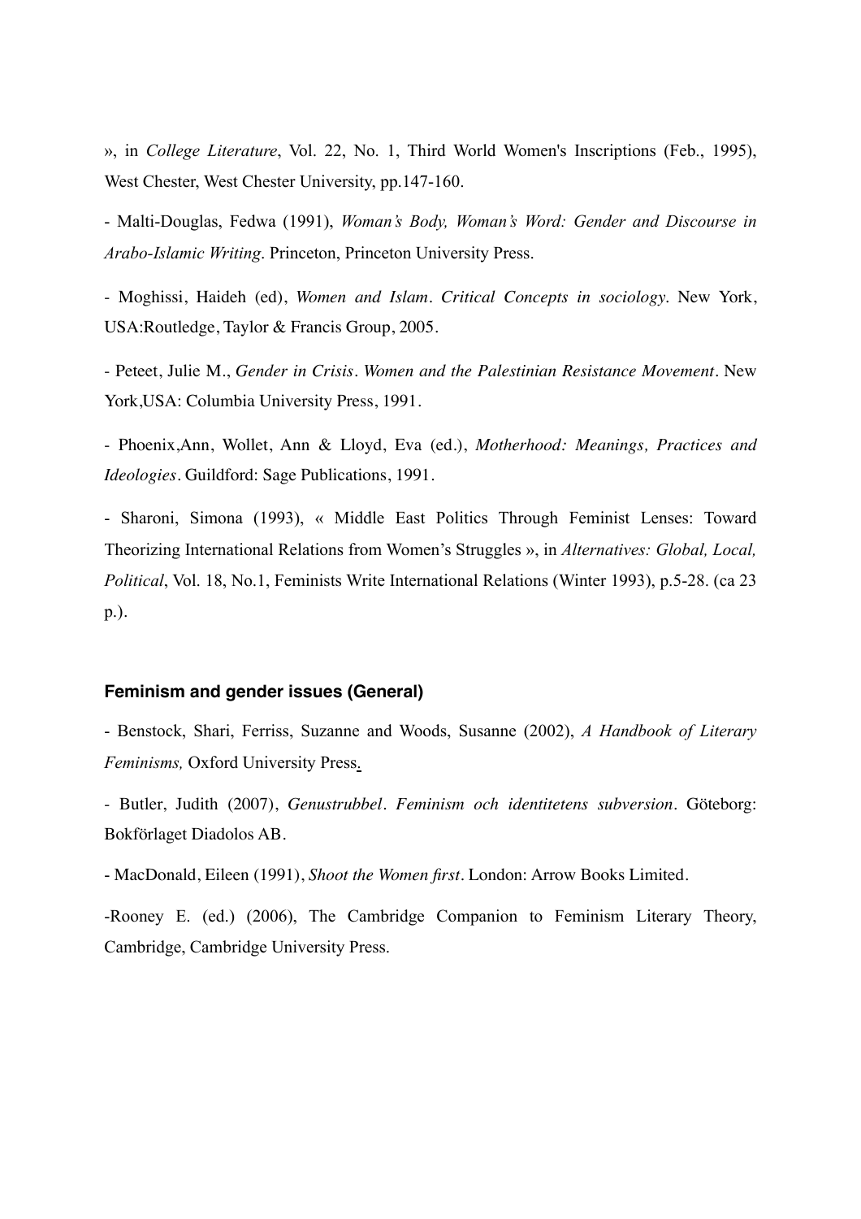», in *College Literature*, Vol. 22, No. 1, Third World Women's Inscriptions (Feb., 1995), West Chester, West Chester University, pp.147-160.

- Malti-Douglas, Fedwa (1991), *Woman's Body, Woman's Word: Gender and Discourse in Arabo-Islamic Writing*. Princeton, Princeton University Press.

- Moghissi, Haideh (ed), *Women and Islam. Critical Concepts in sociology*. New York, USA:Routledge, Taylor & Francis Group, 2005.

- Peteet, Julie M., *Gender in Crisis. Women and the Palestinian Resistance Movement*. New York,USA: Columbia University Press, 1991.

- Phoenix,Ann, Wollet, Ann & Lloyd, Eva (ed.), *Motherhood: Meanings, Practices and Ideologies*. Guildford: Sage Publications, 1991.

- Sharoni, Simona (1993), « Middle East Politics Through Feminist Lenses: Toward Theorizing International Relations from Women's Struggles », in *Alternatives: Global, Local, Political*, Vol. 18, No.1, Feminists Write International Relations (Winter 1993), p.5-28. (ca 23 p.).

### Feminism and gender issues (General)

- Benstock, Shari, Ferriss, Suzanne and Woods, Susanne (2002), *A Handbook of Literary Feminisms,* Oxford University Press.

- Butler, Judith (2007), *Genustrubbel. Feminism och identitetens subversion*. Göteborg: Bokförlaget Diadolos AB.

- MacDonald, Eileen (1991), *Shoot the Women first*. London: Arrow Books Limited.

-Rooney E. (ed.) (2006), The Cambridge Companion to Feminism Literary Theory, Cambridge, Cambridge University Press.